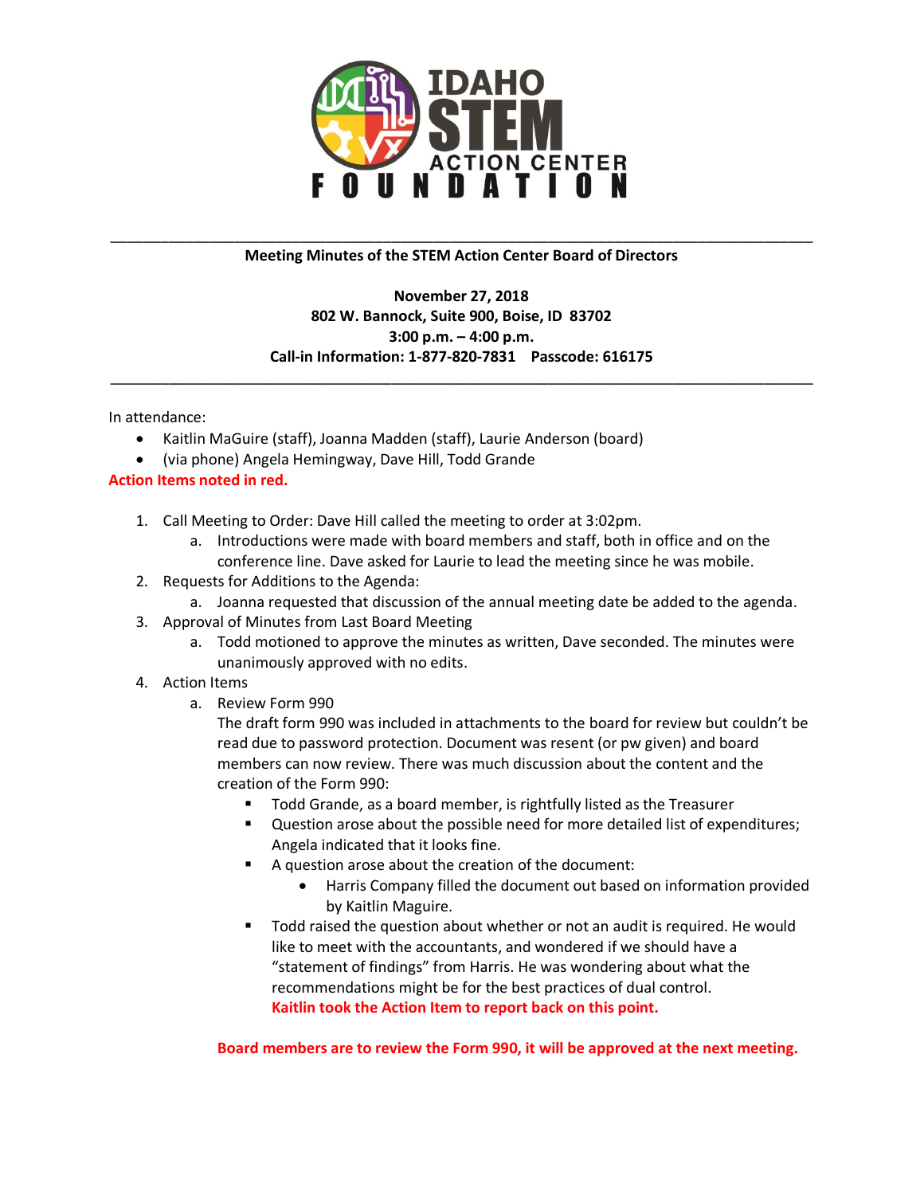**Meeting Minutes of the STEM Action Center Board of Directors**

**November 27, 2018**
**802 W. Bannock, Suite 900, Boise, ID 83702**
**3:00 p.m. – 4:00 p.m.**
**Call-in Information: 1-877-820-7831 Passcode: 616175**

In attendance:

- Kaitlin MaGuire (staff), Joanna Madden (staff), Laurie Anderson (board)
- (via phone) Angela Hemingway, Dave Hill, Todd Grande

**Action Items noted in red.**

1. Call Meeting to Order: Dave Hill called the meeting to order at 3:02pm.
   a. Introductions were made with board members and staff, both in office and on the conference line. Dave asked for Laurie to lead the meeting since he was mobile.
2. Requests for Additions to the Agenda:
   a. Joanna requested that discussion of the annual meeting date be added to the agenda.
3. Approval of Minutes from Last Board Meeting
   a. Todd motioned to approve the minutes as written, Dave seconded. The minutes were unanimously approved with no edits.
4. Action Items
   a. Review Form 990
      The draft form 990 was included in attachments to the board for review but couldn't be read due to password protection. Document was resent (or pw given) and board members can now review. There was much discussion about the content and the creation of the Form 990:
      - Todd Grande, as a board member, is rightfully listed as the Treasurer
      - Question arose about the possible need for more detailed list of expenditures; Angela indicated that it looks fine.
      - A question arose about the creation of the document:
        - Harris Company filled the document out based on information provided by Kaitlin Maguire.
      - Todd raised the question about whether or not an audit is required. He would like to meet with the accountants, and wondered if we should have a "statement of findings" from Harris. He was wondering about what the recommendations might be for the best practices of dual control.
        **Kaitlin took the Action Item to report back on this point.**

      **Board members are to review the Form 990, it will be approved at the next meeting.**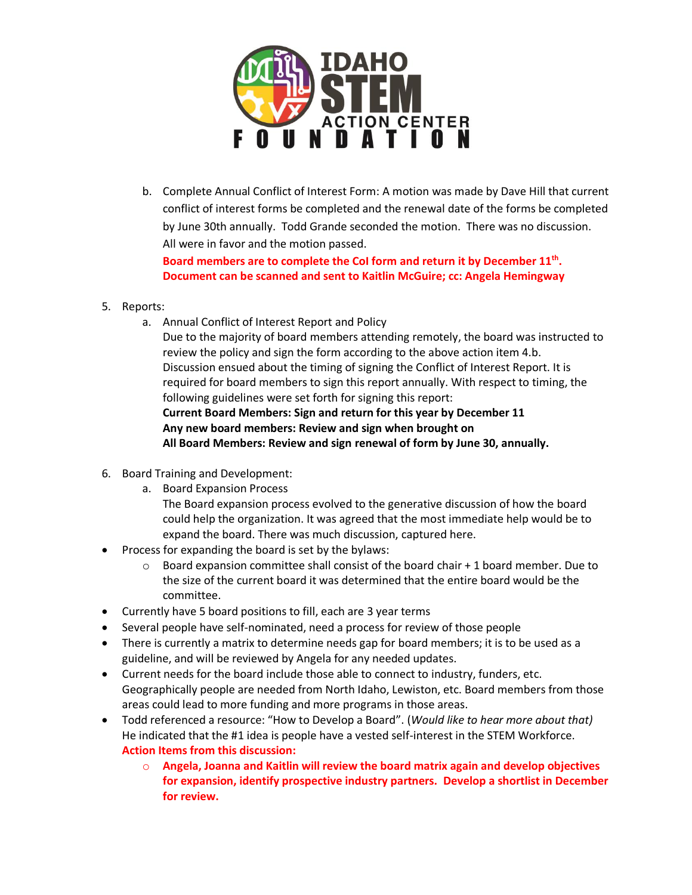b. Complete Annual Conflict of Interest Form: A motion was made by Dave Hill that current conflict of interest forms be completed and the renewal date of the forms be completed by June 30th annually. Todd Grande seconded the motion. There was no discussion. All were in favor and the motion passed.

**Board members are to complete the CoI form and return it by December 11th. Document can be scanned and sent to Kaitlin McGuire; cc: Angela Hemingway**

5. Reports:
   a. Annual Conflict of Interest Report and Policy
      Due to the majority of board members attending remotely, the board was instructed to review the policy and sign the form according to the above action item 4.b. Discussion ensued about the timing of signing the Conflict of Interest Report. It is required for board members to sign this report annually. With respect to timing, the following guidelines were set forth for signing this report:
      **Current Board Members: Sign and return for this year by December 11**
      **Any new board members: Review and sign when brought on**
      **All Board Members: Review and sign renewal of form by June 30, annually.**

6. Board Training and Development:
   a. Board Expansion Process
      The Board expansion process evolved to the generative discussion of how the board could help the organization. It was agreed that the most immediate help would be to expand the board. There was much discussion, captured here.

- Process for expanding the board is set by the bylaws:
  - Board expansion committee shall consist of the board chair + 1 board member. Due to the size of the current board it was determined that the entire board would be the committee.
- Currently have 5 board positions to fill, each are 3 year terms
- Several people have self-nominated, need a process for review of those people
- There is currently a matrix to determine needs gap for board members; it is to be used as a guideline, and will be reviewed by Angela for any needed updates.
- Current needs for the board include those able to connect to industry, funders, etc. Geographically people are needed from North Idaho, Lewiston, etc. Board members from those areas could lead to more funding and more programs in those areas.
- Todd referenced a resource: "How to Develop a Board". (*Would like to hear more about that)* He indicated that the #1 idea is people have a vested self-interest in the STEM Workforce.
  **Action Items from this discussion:**
  - **Angela, Joanna and Kaitlin will review the board matrix again and develop objectives for expansion, identify prospective industry partners. Develop a shortlist in December for review.**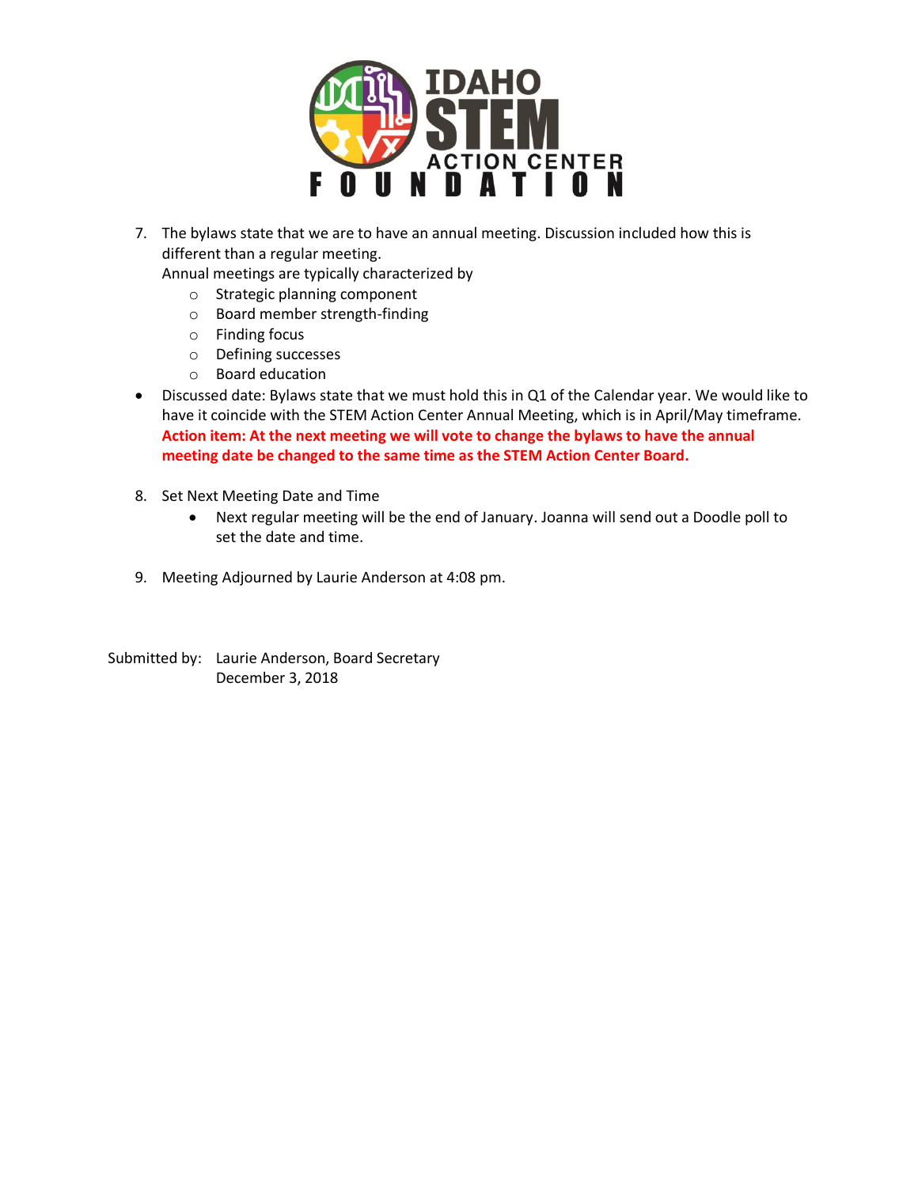7. The bylaws state that we are to have an annual meeting. Discussion included how this is different than a regular meeting.
   Annual meetings are typically characterized by
   - Strategic planning component
   - Board member strength-finding
   - Finding focus
   - Defining successes
   - Board education

- Discussed date: Bylaws state that we must hold this in Q1 of the Calendar year. We would like to have it coincide with the STEM Action Center Annual Meeting, which is in April/May timeframe. **Action item: At the next meeting we will vote to change the bylaws to have the annual meeting date be changed to the same time as the STEM Action Center Board.**

8. Set Next Meeting Date and Time
   - Next regular meeting will be the end of January. Joanna will send out a Doodle poll to set the date and time.

9. Meeting Adjourned by Laurie Anderson at 4:08 pm.

Submitted by: Laurie Anderson, Board Secretary
December 3, 2018